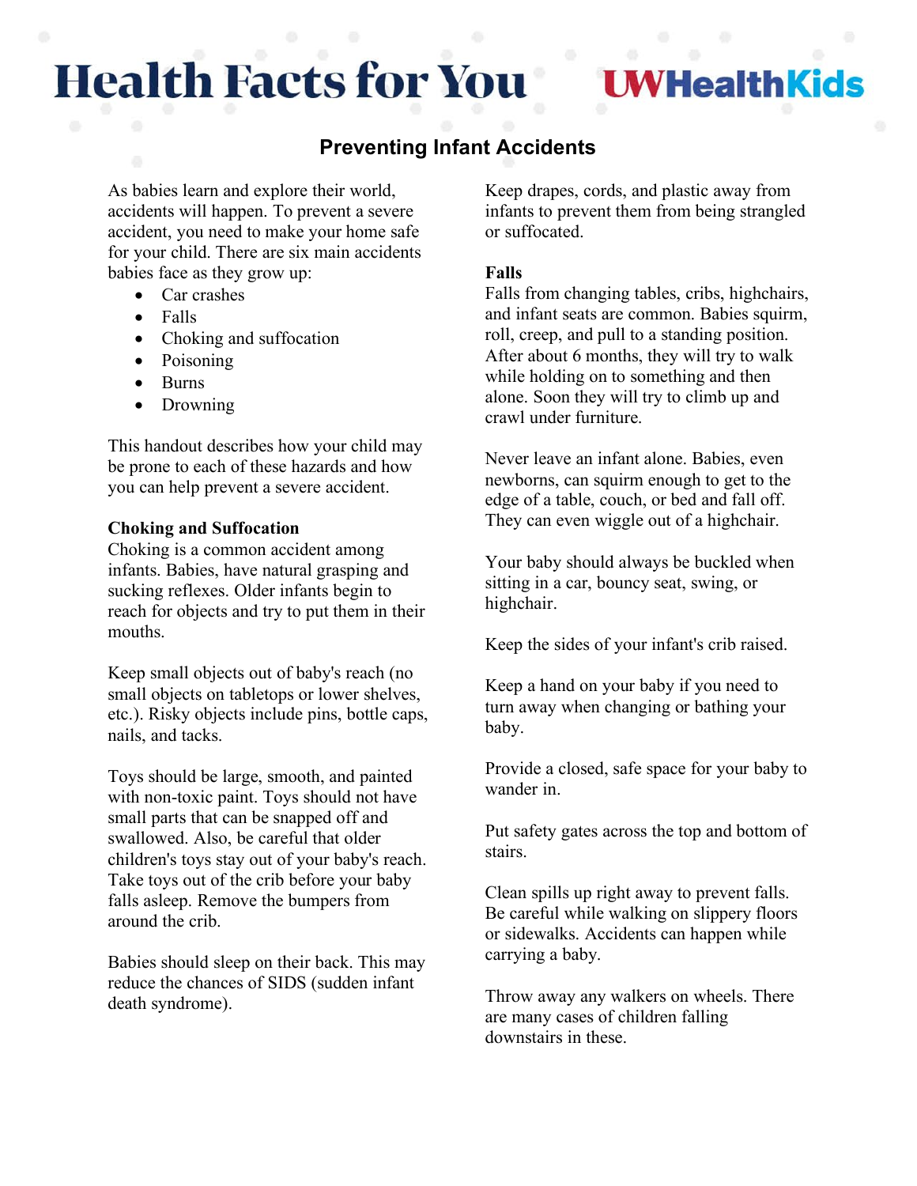# Health Facts for You

UWHealthKids

## Preventing Infant Accidents

As babies learn and explore their world, accidents will happen. To prevent a severe accident, you need to make your home safe for your child. There are six main accidents babies face as they grow up:

- Car crashes
- Falls
- Choking and suffocation
- Poisoning
- Burns
- Drowning

This handout describes how your child may be prone to each of these hazards and how you can help prevent a severe accident.

**Choking and Suffocation**

Choking is a common accident among infants. Babies, have natural grasping and sucking reflexes. Older infants begin to reach for objects and try to put them in their mouths.

Keep small objects out of baby's reach (no small objects on tabletops or lower shelves, etc.). Risky objects include pins, bottle caps, nails, and tacks.

Toys should be large, smooth, and painted with non-toxic paint. Toys should not have small parts that can be snapped off and swallowed. Also, be careful that older children's toys stay out of your baby's reach. Take toys out of the crib before your baby falls asleep. Remove the bumpers from around the crib.

Babies should sleep on their back. This may reduce the chances of SIDS (sudden infant death syndrome).

Keep drapes, cords, and plastic away from infants to prevent them from being strangled or suffocated.

**Falls**

Falls from changing tables, cribs, highchairs, and infant seats are common. Babies squirm, roll, creep, and pull to a standing position. After about 6 months, they will try to walk while holding on to something and then alone. Soon they will try to climb up and crawl under furniture.

Never leave an infant alone. Babies, even newborns, can squirm enough to get to the edge of a table, couch, or bed and fall off. They can even wiggle out of a highchair.

Your baby should always be buckled when sitting in a car, bouncy seat, swing, or highchair.

Keep the sides of your infant's crib raised.

Keep a hand on your baby if you need to turn away when changing or bathing your baby.

Provide a closed, safe space for your baby to wander in.

Put safety gates across the top and bottom of stairs.

Clean spills up right away to prevent falls. Be careful while walking on slippery floors or sidewalks. Accidents can happen while carrying a baby.

Throw away any walkers on wheels. There are many cases of children falling downstairs in these.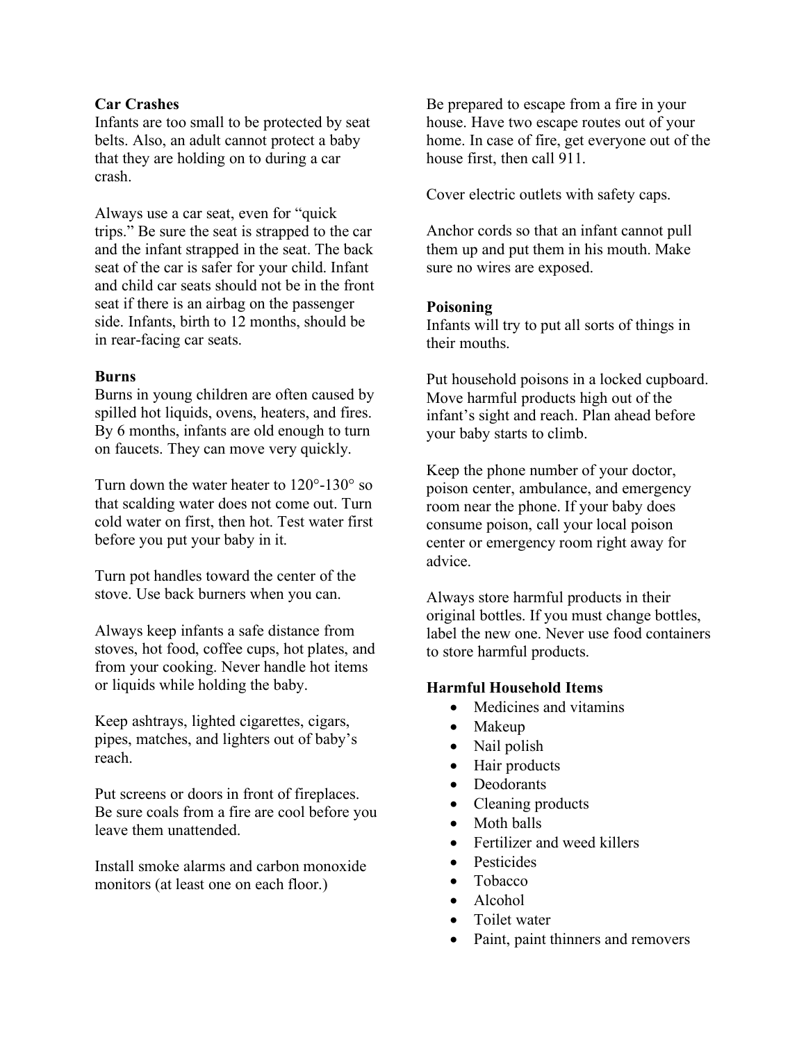**Car Crashes**
Infants are too small to be protected by seat belts. Also, an adult cannot protect a baby that they are holding on to during a car crash.

Always use a car seat, even for "quick trips." Be sure the seat is strapped to the car and the infant strapped in the seat. The back seat of the car is safer for your child. Infant and child car seats should not be in the front seat if there is an airbag on the passenger side. Infants, birth to 12 months, should be in rear-facing car seats.

**Burns**
Burns in young children are often caused by spilled hot liquids, ovens, heaters, and fires. By 6 months, infants are old enough to turn on faucets. They can move very quickly.

Turn down the water heater to 120°-130° so that scalding water does not come out. Turn cold water on first, then hot. Test water first before you put your baby in it.

Turn pot handles toward the center of the stove. Use back burners when you can.

Always keep infants a safe distance from stoves, hot food, coffee cups, hot plates, and from your cooking. Never handle hot items or liquids while holding the baby.

Keep ashtrays, lighted cigarettes, cigars, pipes, matches, and lighters out of baby's reach.

Put screens or doors in front of fireplaces. Be sure coals from a fire are cool before you leave them unattended.

Install smoke alarms and carbon monoxide monitors (at least one on each floor.)

Be prepared to escape from a fire in your house. Have two escape routes out of your home. In case of fire, get everyone out of the house first, then call 911.

Cover electric outlets with safety caps.

Anchor cords so that an infant cannot pull them up and put them in his mouth. Make sure no wires are exposed.

**Poisoning**
Infants will try to put all sorts of things in their mouths.

Put household poisons in a locked cupboard. Move harmful products high out of the infant's sight and reach. Plan ahead before your baby starts to climb.

Keep the phone number of your doctor, poison center, ambulance, and emergency room near the phone. If your baby does consume poison, call your local poison center or emergency room right away for advice.

Always store harmful products in their original bottles. If you must change bottles, label the new one. Never use food containers to store harmful products.

**Harmful Household Items**

- Medicines and vitamins
- Makeup
- Nail polish
- Hair products
- Deodorants
- Cleaning products
- Moth balls
- Fertilizer and weed killers
- Pesticides
- Tobacco
- Alcohol
- Toilet water
- Paint, paint thinners and removers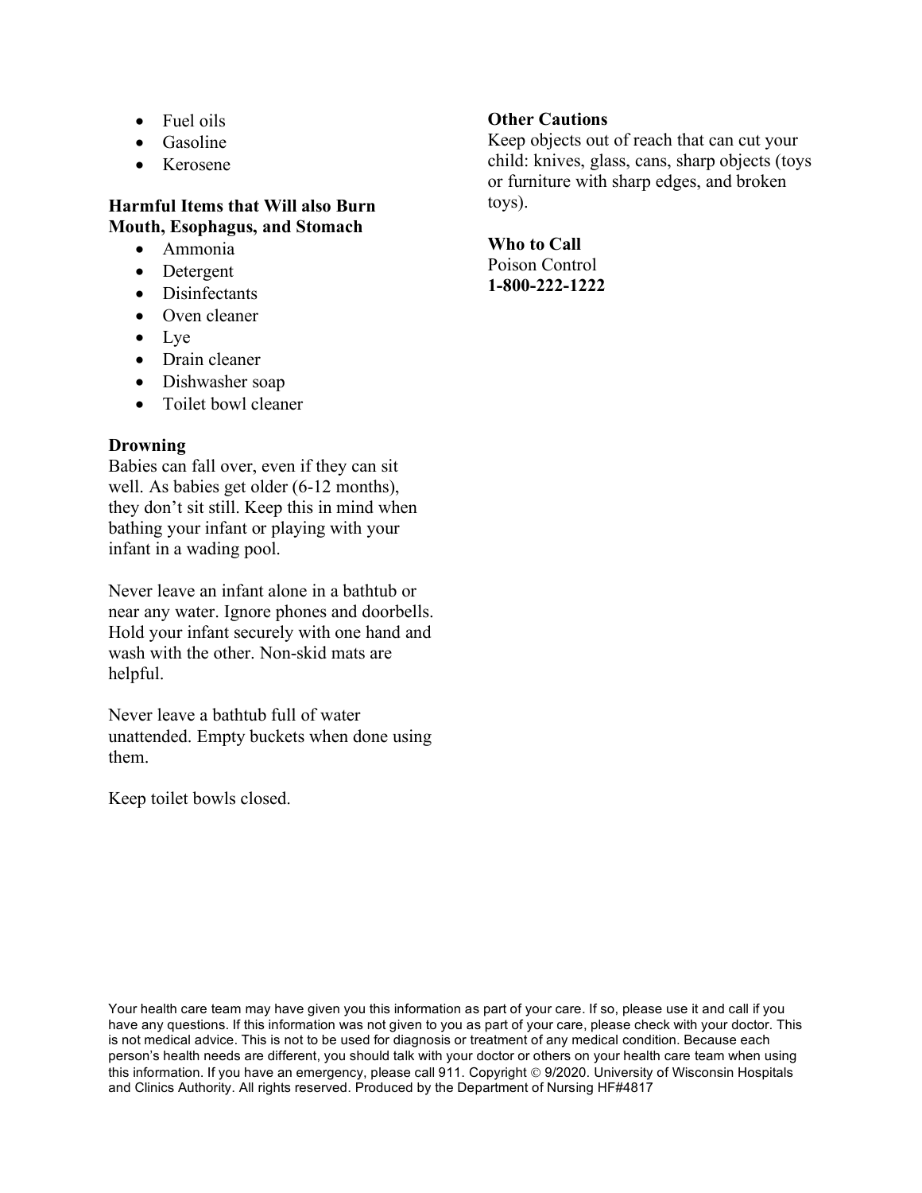- Fuel oils
- Gasoline
- Kerosene

**Harmful Items that Will also Burn Mouth, Esophagus, and Stomach**

- Ammonia
- Detergent
- Disinfectants
- Oven cleaner
- Lye
- Drain cleaner
- Dishwasher soap
- Toilet bowl cleaner

**Drowning**

Babies can fall over, even if they can sit well. As babies get older (6-12 months), they don't sit still. Keep this in mind when bathing your infant or playing with your infant in a wading pool.

Never leave an infant alone in a bathtub or near any water. Ignore phones and doorbells. Hold your infant securely with one hand and wash with the other. Non-skid mats are helpful.

Never leave a bathtub full of water unattended. Empty buckets when done using them.

Keep toilet bowls closed.

**Other Cautions**

Keep objects out of reach that can cut your child: knives, glass, cans, sharp objects (toys or furniture with sharp edges, and broken toys).

**Who to Call**

Poison Control
**1-800-222-1222**

Your health care team may have given you this information as part of your care. If so, please use it and call if you have any questions. If this information was not given to you as part of your care, please check with your doctor. This is not medical advice. This is not to be used for diagnosis or treatment of any medical condition. Because each person's health needs are different, you should talk with your doctor or others on your health care team when using this information. If you have an emergency, please call 911. Copyright © 9/2020. University of Wisconsin Hospitals and Clinics Authority. All rights reserved. Produced by the Department of Nursing HF#4817